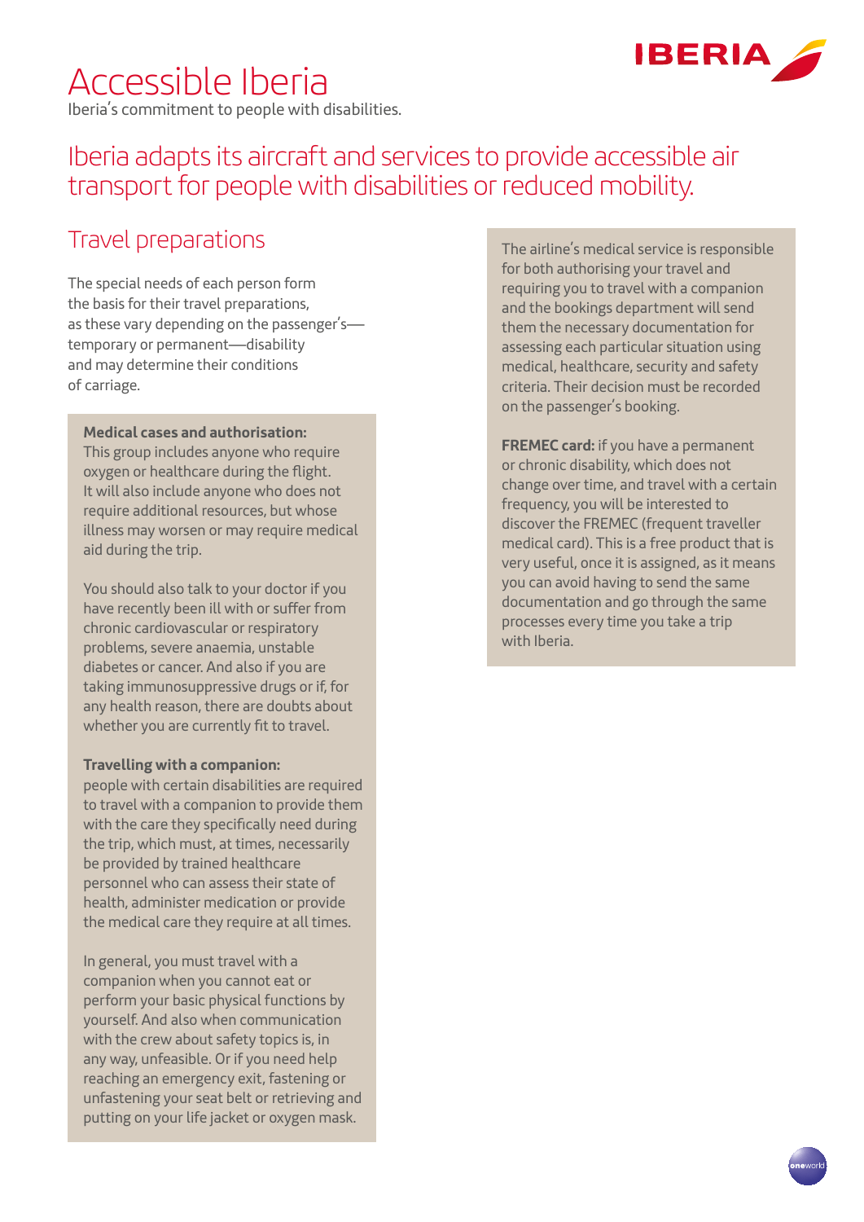# Accessible Iberia

Iberia's commitment to people with disabilities.

## Iberia adapts its aircraft and services to provide accessible air transport for people with disabilities or reduced mobility.

### Travel preparations

The special needs of each person form the basis for their travel preparations, as these vary depending on the passenger's—temporary or permanent—disability and may determine their conditions of carriage.

**Medical cases and authorisation:**
This group includes anyone who require oxygen or healthcare during the flight. It will also include anyone who does not require additional resources, but whose illness may worsen or may require medical aid during the trip.

You should also talk to your doctor if you have recently been ill with or suffer from chronic cardiovascular or respiratory problems, severe anaemia, unstable diabetes or cancer. And also if you are taking immunosuppressive drugs or if, for any health reason, there are doubts about whether you are currently fit to travel.

**Travelling with a companion:**
people with certain disabilities are required to travel with a companion to provide them with the care they specifically need during the trip, which must, at times, necessarily be provided by trained healthcare personnel who can assess their state of health, administer medication or provide the medical care they require at all times.

In general, you must travel with a companion when you cannot eat or perform your basic physical functions by yourself. And also when communication with the crew about safety topics is, in any way, unfeasible. Or if you need help reaching an emergency exit, fastening or unfastening your seat belt or retrieving and putting on your life jacket or oxygen mask.

The airline's medical service is responsible for both authorising your travel and requiring you to travel with a companion and the bookings department will send them the necessary documentation for assessing each particular situation using medical, healthcare, security and safety criteria. Their decision must be recorded on the passenger's booking.

**FREMEC card:** if you have a permanent or chronic disability, which does not change over time, and travel with a certain frequency, you will be interested to discover the FREMEC (frequent traveller medical card). This is a free product that is very useful, once it is assigned, as it means you can avoid having to send the same documentation and go through the same processes every time you take a trip with Iberia.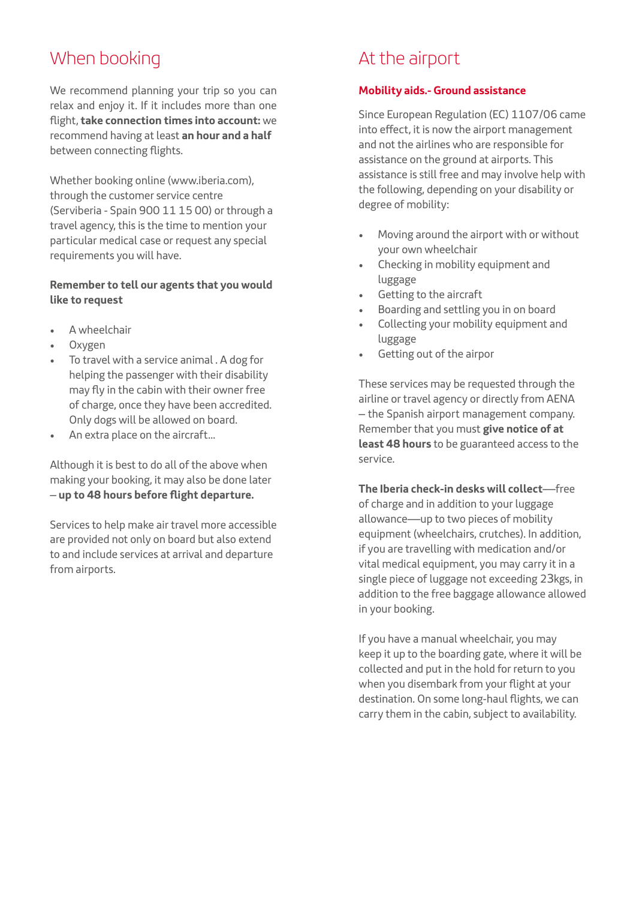## When booking

We recommend planning your trip so you can relax and enjoy it. If it includes more than one flight, **take connection times into account:** we recommend having at least **an hour and a half** between connecting flights.

Whether booking online (www.iberia.com), through the customer service centre (Serviberia - Spain 900 11 15 00) or through a travel agency, this is the time to mention your particular medical case or request any special requirements you will have.

**Remember to tell our agents that you would like to request**

- A wheelchair
- Oxygen
- To travel with a service animal . A dog for helping the passenger with their disability may fly in the cabin with their owner free of charge, once they have been accredited. Only dogs will be allowed on board.
- An extra place on the aircraft...

Although it is best to do all of the above when making your booking, it may also be done later – **up to 48 hours before flight departure.**

Services to help make air travel more accessible are provided not only on board but also extend to and include services at arrival and departure from airports.

## At the airport

### Mobility aids.- Ground assistance

Since European Regulation (EC) 1107/06 came into effect, it is now the airport management and not the airlines who are responsible for assistance on the ground at airports. This assistance is still free and may involve help with the following, depending on your disability or degree of mobility:

- Moving around the airport with or without your own wheelchair
- Checking in mobility equipment and luggage
- Getting to the aircraft
- Boarding and settling you in on board
- Collecting your mobility equipment and luggage
- Getting out of the airpor

These services may be requested through the airline or travel agency or directly from AENA – the Spanish airport management company. Remember that you must **give notice of at least 48 hours** to be guaranteed access to the service.

**The Iberia check-in desks will collect**—free of charge and in addition to your luggage allowance—up to two pieces of mobility equipment (wheelchairs, crutches). In addition, if you are travelling with medication and/or vital medical equipment, you may carry it in a single piece of luggage not exceeding 23kgs, in addition to the free baggage allowance allowed in your booking.

If you have a manual wheelchair, you may keep it up to the boarding gate, where it will be collected and put in the hold for return to you when you disembark from your flight at your destination. On some long-haul flights, we can carry them in the cabin, subject to availability.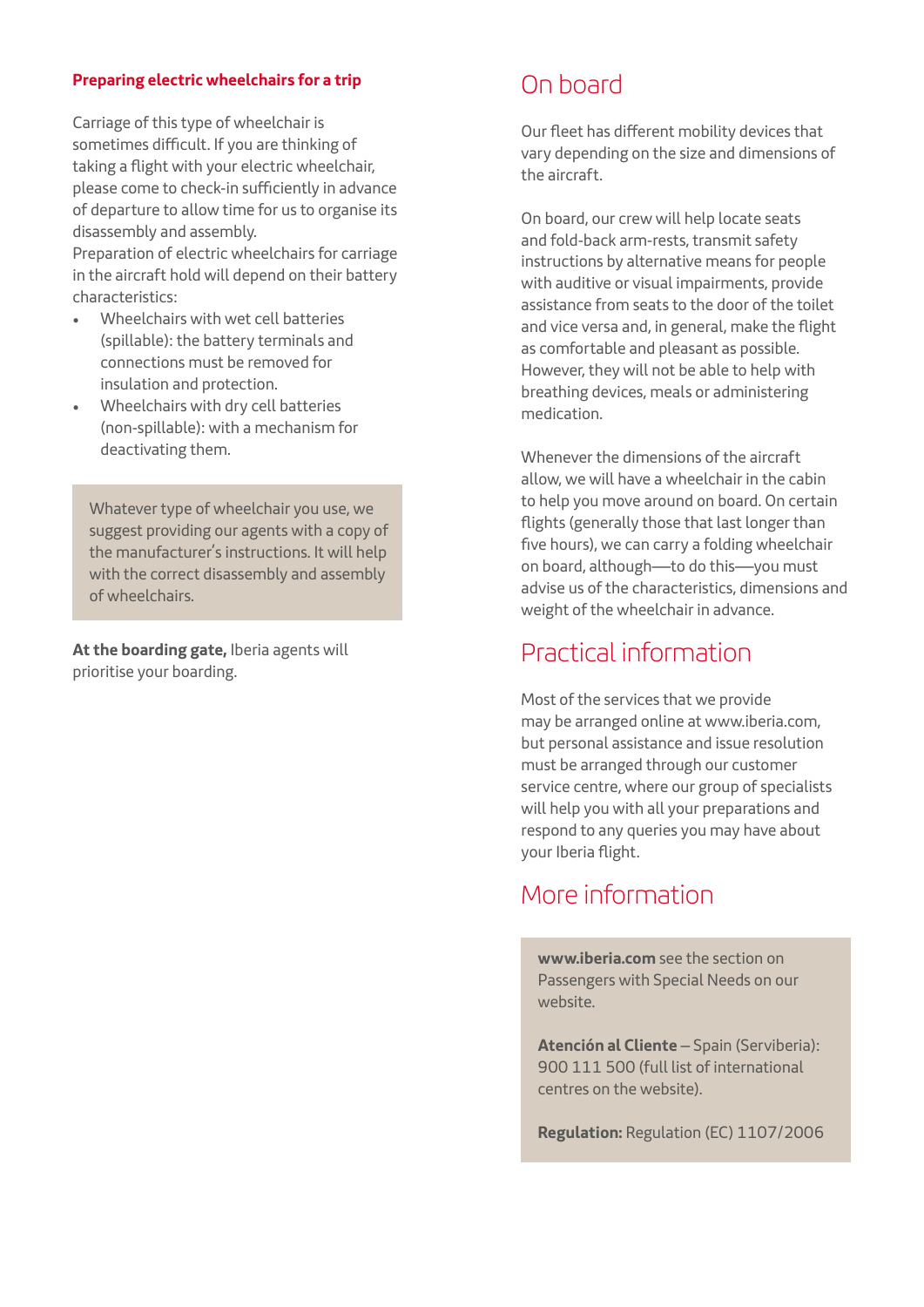### Preparing electric wheelchairs for a trip

Carriage of this type of wheelchair is sometimes difficult. If you are thinking of taking a flight with your electric wheelchair, please come to check-in sufficiently in advance of departure to allow time for us to organise its disassembly and assembly.
Preparation of electric wheelchairs for carriage in the aircraft hold will depend on their battery characteristics:

- Wheelchairs with wet cell batteries (spillable): the battery terminals and connections must be removed for insulation and protection.
- Wheelchairs with dry cell batteries (non-spillable): with a mechanism for deactivating them.

> Whatever type of wheelchair you use, we suggest providing our agents with a copy of the manufacturer's instructions. It will help with the correct disassembly and assembly of wheelchairs.

**At the boarding gate,** Iberia agents will prioritise your boarding.

## On board

Our fleet has different mobility devices that vary depending on the size and dimensions of the aircraft.

On board, our crew will help locate seats and fold-back arm-rests, transmit safety instructions by alternative means for people with auditive or visual impairments, provide assistance from seats to the door of the toilet and vice versa and, in general, make the flight as comfortable and pleasant as possible. However, they will not be able to help with breathing devices, meals or administering medication.

Whenever the dimensions of the aircraft allow, we will have a wheelchair in the cabin to help you move around on board. On certain flights (generally those that last longer than five hours), we can carry a folding wheelchair on board, although—to do this—you must advise us of the characteristics, dimensions and weight of the wheelchair in advance.

## Practical information

Most of the services that we provide may be arranged online at www.iberia.com, but personal assistance and issue resolution must be arranged through our customer service centre, where our group of specialists will help you with all your preparations and respond to any queries you may have about your Iberia flight.

## More information

**www.iberia.com** see the section on Passengers with Special Needs on our website.

**Atención al Cliente** – Spain (Serviberia): 900 111 500 (full list of international centres on the website).

**Regulation:** Regulation (EC) 1107/2006